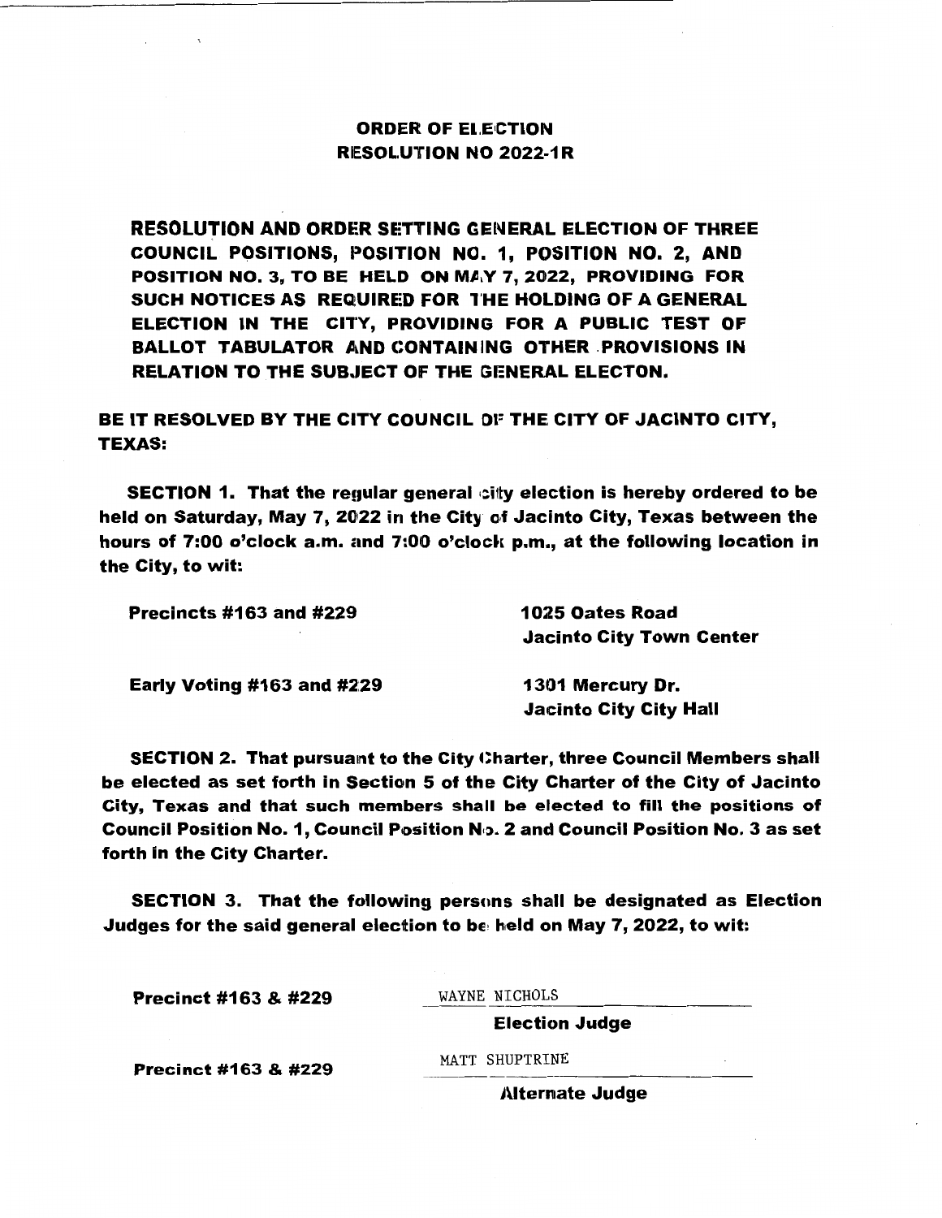# ORDER OF ELECTION
## RESOLUTION NO 2022-1R

**RESOLUTION AND ORDER SETTING GENERAL ELECTION OF THREE COUNCIL POSITIONS, POSITION NO. 1, POSITION NO. 2, AND POSITION NO. 3, TO BE HELD ON MAY 7, 2022, PROVIDING FOR SUCH NOTICES AS REQUIRED FOR THE HOLDING OF A GENERAL ELECTION IN THE CITY, PROVIDING FOR A PUBLIC TEST OF BALLOT TABULATOR AND CONTAINING OTHER PROVISIONS IN RELATION TO THE SUBJECT OF THE GENERAL ELECTON.**

**BE IT RESOLVED BY THE CITY COUNCIL OF THE CITY OF JACINTO CITY, TEXAS:**

**SECTION 1. That the regular general city election is hereby ordered to be held on Saturday, May 7, 2022 in the City of Jacinto City, Texas between the hours of 7:00 o'clock a.m. and 7:00 o'clock p.m., at the following location in the City, to wit:**

| | |
|---|---|
| **Precincts #163 and #229** | **1025 Oates Road**<br>**Jacinto City Town Center** |
| **Early Voting #163 and #229** | **1301 Mercury Dr.**<br>**Jacinto City City Hall** |

**SECTION 2. That pursuant to the City Charter, three Council Members shall be elected as set forth in Section 5 of the City Charter of the City of Jacinto City, Texas and that such members shall be elected to fill the positions of Council Position No. 1, Council Position No. 2 and Council Position No. 3 as set forth in the City Charter.**

**SECTION 3. That the following persons shall be designated as Election Judges for the said general election to be held on May 7, 2022, to wit:**

| | |
|---|---|
| **Precinct #163 & #229** | WAYNE NICHOLS<br>**Election Judge** |
| **Precinct #163 & #229** | MATT SHUPTRINE<br>**Alternate Judge** |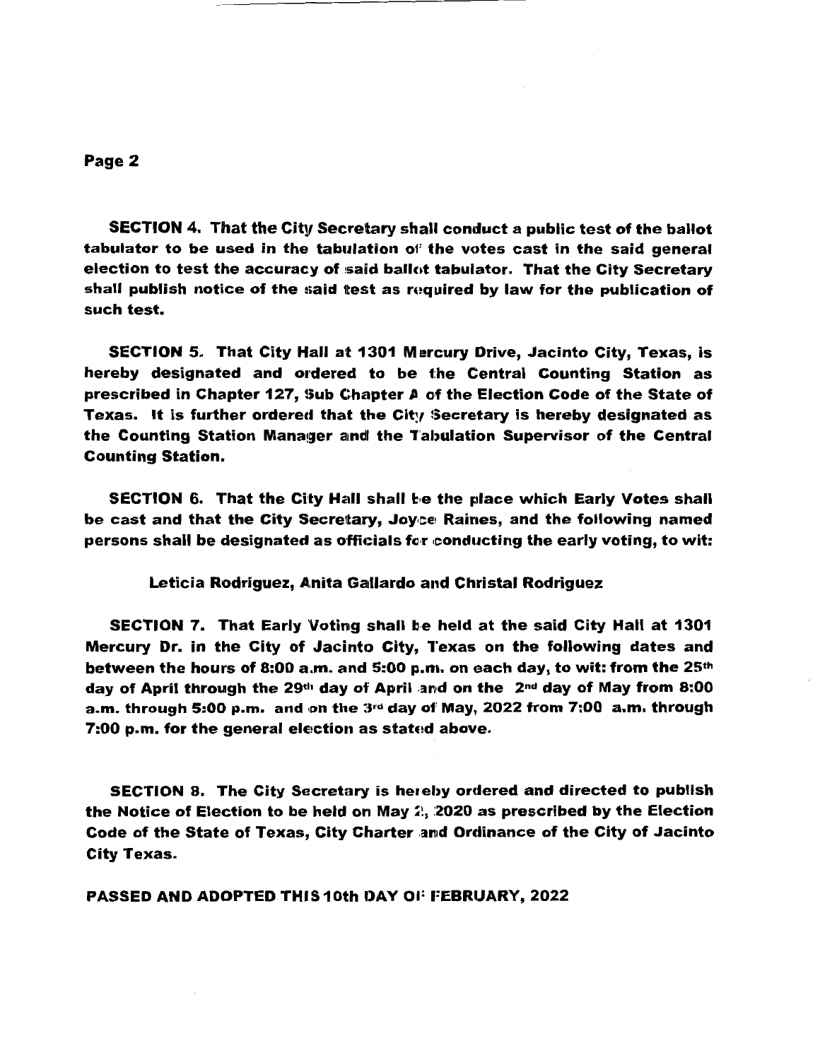**SECTION 4. That the City Secretary shall conduct a public test of the ballot tabulator to be used in the tabulation of the votes cast in the said general election to test the accuracy of said ballot tabulator. That the City Secretary shall publish notice of the said test as required by law for the publication of such test.**

**SECTION 5. That City Hall at 1301 Mercury Drive, Jacinto City, Texas, is hereby designated and ordered to be the Central Counting Station as prescribed in Chapter 127, Sub Chapter A of the Election Code of the State of Texas. It is further ordered that the City Secretary is hereby designated as the Counting Station Manager and the Tabulation Supervisor of the Central Counting Station.**

**SECTION 6. That the City Hall shall be the place which Early Votes shall be cast and that the City Secretary, Joyce Raines, and the following named persons shall be designated as officials for conducting the early voting, to wit:**

**Leticia Rodriguez, Anita Gallardo and Christal Rodriguez**

**SECTION 7. That Early Voting shall be held at the said City Hall at 1301 Mercury Dr. in the City of Jacinto City, Texas on the following dates and between the hours of 8:00 a.m. and 5:00 p.m. on each day, to wit: from the 25th day of April through the 29th day of April and on the 2nd day of May from 8:00 a.m. through 5:00 p.m. and on the 3rd day of May, 2022 from 7:00 a.m. through 7:00 p.m. for the general election as stated above.**

**SECTION 8. The City Secretary is hereby ordered and directed to publish the Notice of Election to be held on May 2, 2020 as prescribed by the Election Code of the State of Texas, City Charter and Ordinance of the City of Jacinto City Texas.**

**PASSED AND ADOPTED THIS 10th DAY OF FEBRUARY, 2022**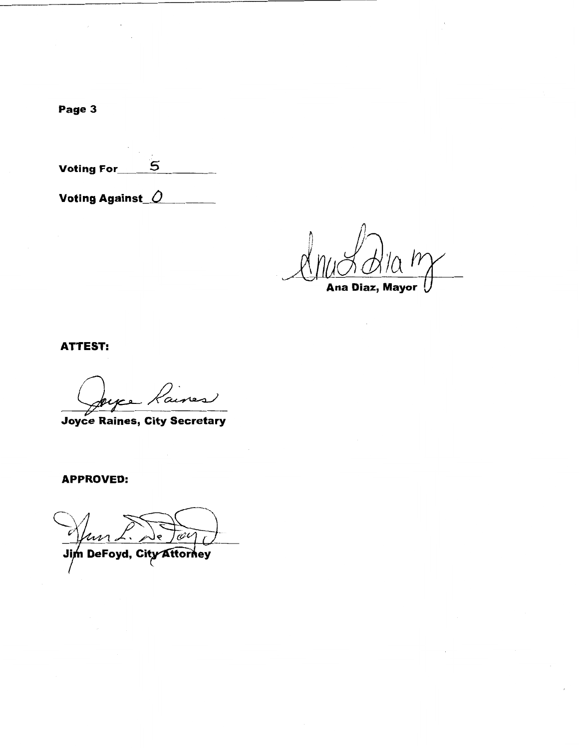Voting For 5

Voting Against 0

Ana Diaz, Mayor

**ATTEST:**

Joyce Raines, City Secretary

**APPROVED:**

Jim DeFoyd, City Attorney